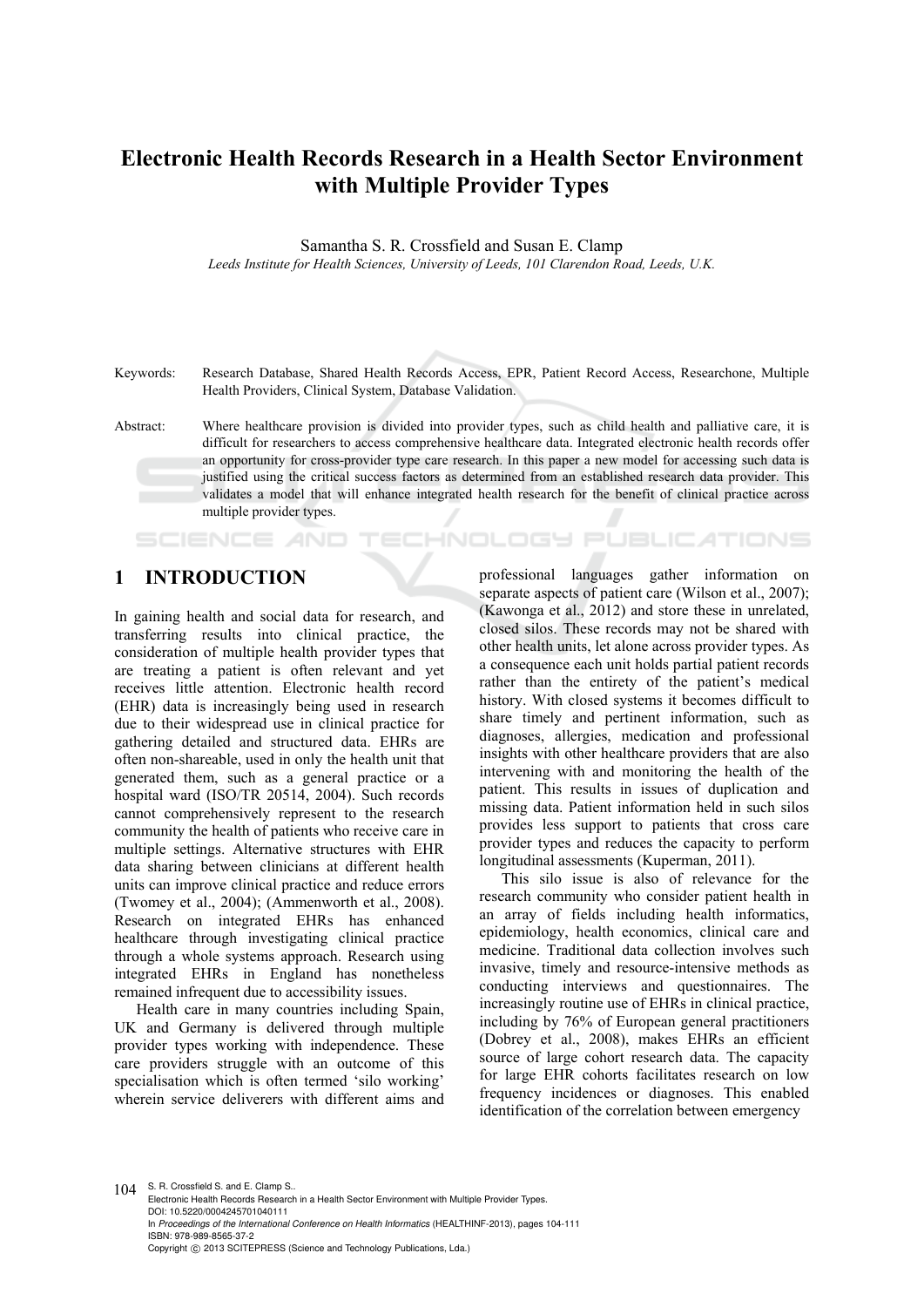# Electronic Health Records Research in a Health Sector Environment with Multiple Provider Types

Samantha S. R. Crossfield and Susan E. Clamp

*Leeds Institute for Health Sciences, University of Leeds, 101 Clarendon Road, Leeds, U.K.*

Keywords: Research Database, Shared Health Records Access, EPR, Patient Record Access, Researchone, Multiple Health Providers, Clinical System, Database Validation.

Abstract: Where healthcare provision is divided into provider types, such as child health and palliative care, it is difficult for researchers to access comprehensive healthcare data. Integrated electronic health records offer an opportunity for cross-provider type care research. In this paper a new model for accessing such data is justified using the critical success factors as determined from an established research data provider. This validates a model that will enhance integrated health research for the benefit of clinical practice across multiple provider types.

## 1 INTRODUCTION

In gaining health and social data for research, and transferring results into clinical practice, the consideration of multiple health provider types that are treating a patient is often relevant and yet receives little attention. Electronic health record (EHR) data is increasingly being used in research due to their widespread use in clinical practice for gathering detailed and structured data. EHRs are often non-shareable, used in only the health unit that generated them, such as a general practice or a hospital ward (ISO/TR 20514, 2004). Such records cannot comprehensively represent to the research community the health of patients who receive care in multiple settings. Alternative structures with EHR data sharing between clinicians at different health units can improve clinical practice and reduce errors (Twomey et al., 2004); (Ammenworth et al., 2008). Research on integrated EHRs has enhanced healthcare through investigating clinical practice through a whole systems approach. Research using integrated EHRs in England has nonetheless remained infrequent due to accessibility issues.

Health care in many countries including Spain, UK and Germany is delivered through multiple provider types working with independence. These care providers struggle with an outcome of this specialisation which is often termed 'silo working' wherein service deliverers with different aims and professional languages gather information on separate aspects of patient care (Wilson et al., 2007); (Kawonga et al., 2012) and store these in unrelated, closed silos. These records may not be shared with other health units, let alone across provider types. As a consequence each unit holds partial patient records rather than the entirety of the patient's medical history. With closed systems it becomes difficult to share timely and pertinent information, such as diagnoses, allergies, medication and professional insights with other healthcare providers that are also intervening with and monitoring the health of the patient. This results in issues of duplication and missing data. Patient information held in such silos provides less support to patients that cross care provider types and reduces the capacity to perform longitudinal assessments (Kuperman, 2011).

This silo issue is also of relevance for the research community who consider patient health in an array of fields including health informatics, epidemiology, health economics, clinical care and medicine. Traditional data collection involves such invasive, timely and resource-intensive methods as conducting interviews and questionnaires. The increasingly routine use of EHRs in clinical practice, including by 76% of European general practitioners (Dobrey et al., 2008), makes EHRs an efficient source of large cohort research data. The capacity for large EHR cohorts facilitates research on low frequency incidences or diagnoses. This enabled identification of the correlation between emergency

S. R. Crossfield S. and E. Clamp S..
Electronic Health Records Research in a Health Sector Environment with Multiple Provider Types.
DOI: 10.5220/0004245701040111
In *Proceedings of the International Conference on Health Informatics* (HEALTHINF-2013), pages 104-111
ISBN: 978-989-8565-37-2
Copyright © 2013 SCITEPRESS (Science and Technology Publications, Lda.)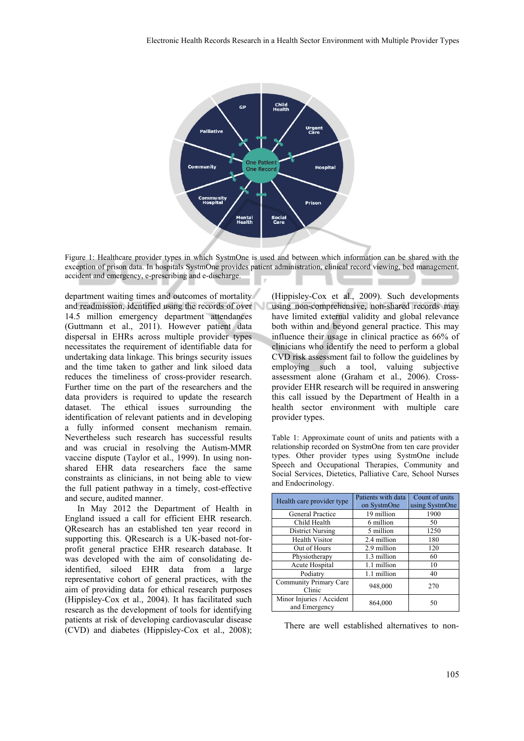Figure 1: Healthcare provider types in which SystmOne is used and between which information can be shared with the exception of prison data. In hospitals SystmOne provides patient administration, clinical record viewing, bed management, accident and emergency, e-prescribing and e-discharge.

department waiting times and outcomes of mortality and readmission, identified using the records of over 14.5 million emergency department attendances (Guttmann et al., 2011). However patient data dispersal in EHRs across multiple provider types necessitates the requirement of identifiable data for undertaking data linkage. This brings security issues and the time taken to gather and link siloed data reduces the timeliness of cross-provider research. Further time on the part of the researchers and the data providers is required to update the research dataset. The ethical issues surrounding the identification of relevant patients and in developing a fully informed consent mechanism remain. Nevertheless such research has successful results and was crucial in resolving the Autism-MMR vaccine dispute (Taylor et al., 1999). In using non-shared EHR data researchers face the same constraints as clinicians, in not being able to view the full patient pathway in a timely, cost-effective and secure, audited manner.

In May 2012 the Department of Health in England issued a call for efficient EHR research. QResearch has an established ten year record in supporting this. QResearch is a UK-based not-for-profit general practice EHR research database. It was developed with the aim of consolidating de-identified, siloed EHR data from a large representative cohort of general practices, with the aim of providing data for ethical research purposes (Hippisley-Cox et al., 2004). It has facilitated such research as the development of tools for identifying patients at risk of developing cardiovascular disease (CVD) and diabetes (Hippisley-Cox et al., 2008); (Hippisley-Cox et al., 2009). Such developments using non-comprehensive, non-shared records may have limited external validity and global relevance both within and beyond general practice. This may influence their usage in clinical practice as 66% of clinicians who identify the need to perform a global CVD risk assessment fail to follow the guidelines by employing such a tool, valuing subjective assessment alone (Graham et al., 2006). Cross-provider EHR research will be required in answering this call issued by the Department of Health in a health sector environment with multiple care provider types.

Table 1: Approximate count of units and patients with a relationship recorded on SystmOne from ten care provider types. Other provider types using SystmOne include Speech and Occupational Therapies, Community and Social Services, Dietetics, Palliative Care, School Nurses and Endocrinology.

| Health care provider type | Patients with data on SystmOne | Count of units using SystmOne |
|---|---|---|
| General Practice | 19 million | 1900 |
| Child Health | 6 million | 50 |
| District Nursing | 5 million | 1250 |
| Health Visitor | 2.4 million | 180 |
| Out of Hours | 2.9 million | 120 |
| Physiotherapy | 1.3 million | 60 |
| Acute Hospital | 1.1 million | 10 |
| Podiatry | 1.1 million | 40 |
| Community Primary Care Clinic | 948,000 | 270 |
| Minor Injuries / Accident and Emergency | 864,000 | 50 |

There are well established alternatives to non-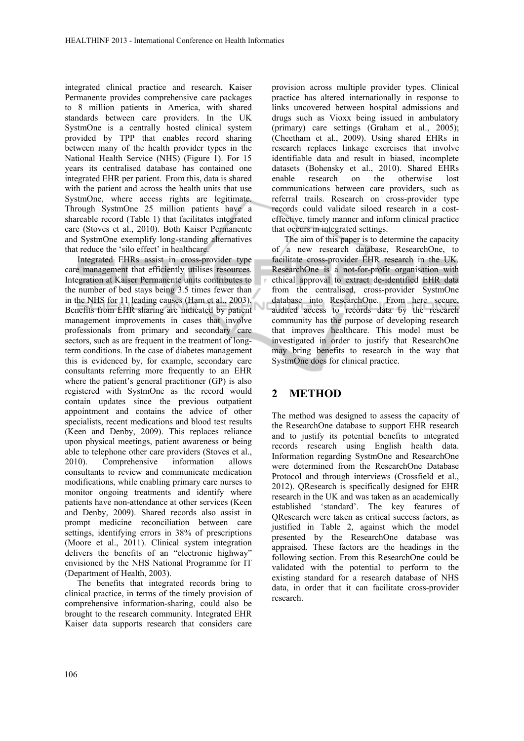integrated clinical practice and research. Kaiser Permanente provides comprehensive care packages to 8 million patients in America, with shared standards between care providers. In the UK SystmOne is a centrally hosted clinical system provided by TPP that enables record sharing between many of the health provider types in the National Health Service (NHS) (Figure 1). For 15 years its centralised database has contained one integrated EHR per patient. From this, data is shared with the patient and across the health units that use SystmOne, where access rights are legitimate. Through SystmOne 25 million patients have a shareable record (Table 1) that facilitates integrated care (Stoves et al., 2010). Both Kaiser Permanente and SystmOne exemplify long-standing alternatives that reduce the 'silo effect' in healthcare.

Integrated EHRs assist in cross-provider type care management that efficiently utilises resources. Integration at Kaiser Permanente units contributes to the number of bed stays being 3.5 times fewer than in the NHS for 11 leading causes (Ham et al., 2003). Benefits from EHR sharing are indicated by patient management improvements in cases that involve professionals from primary and secondary care sectors, such as are frequent in the treatment of long-term conditions. In the case of diabetes management this is evidenced by, for example, secondary care consultants referring more frequently to an EHR where the patient's general practitioner (GP) is also registered with SystmOne as the record would contain updates since the previous outpatient appointment and contains the advice of other specialists, recent medications and blood test results (Keen and Denby, 2009). This replaces reliance upon physical meetings, patient awareness or being able to telephone other care providers (Stoves et al., 2010). Comprehensive information allows consultants to review and communicate medication modifications, while enabling primary care nurses to monitor ongoing treatments and identify where patients have non-attendance at other services (Keen and Denby, 2009). Shared records also assist in prompt medicine reconciliation between care settings, identifying errors in 38% of prescriptions (Moore et al., 2011). Clinical system integration delivers the benefits of an "electronic highway" envisioned by the NHS National Programme for IT (Department of Health, 2003).

The benefits that integrated records bring to clinical practice, in terms of the timely provision of comprehensive information-sharing, could also be brought to the research community. Integrated EHR Kaiser data supports research that considers care provision across multiple provider types. Clinical practice has altered internationally in response to links uncovered between hospital admissions and drugs such as Vioxx being issued in ambulatory (primary) care settings (Graham et al., 2005); (Cheetham et al., 2009). Using shared EHRs in research replaces linkage exercises that involve identifiable data and result in biased, incomplete datasets (Bohensky et al., 2010). Shared EHRs enable research on the otherwise lost communications between care providers, such as referral trails. Research on cross-provider type records could validate siloed research in a cost-effective, timely manner and inform clinical practice that occurs in integrated settings.

The aim of this paper is to determine the capacity of a new research database, ResearchOne, to facilitate cross-provider EHR research in the UK. ResearchOne is a not-for-profit organisation with ethical approval to extract de-identified EHR data from the centralised, cross-provider SystmOne database into ResearchOne. From here secure, audited access to records data by the research community has the purpose of developing research that improves healthcare. This model must be investigated in order to justify that ResearchOne may bring benefits to research in the way that SystmOne does for clinical practice.

## 2 METHOD

The method was designed to assess the capacity of the ResearchOne database to support EHR research and to justify its potential benefits to integrated records research using English health data. Information regarding SystmOne and ResearchOne were determined from the ResearchOne Database Protocol and through interviews (Crossfield et al., 2012). QResearch is specifically designed for EHR research in the UK and was taken as an academically established 'standard'. The key features of QResearch were taken as critical success factors, as justified in Table 2, against which the model presented by the ResearchOne database was appraised. These factors are the headings in the following section. From this ResearchOne could be validated with the potential to perform to the existing standard for a research database of NHS data, in order that it can facilitate cross-provider research.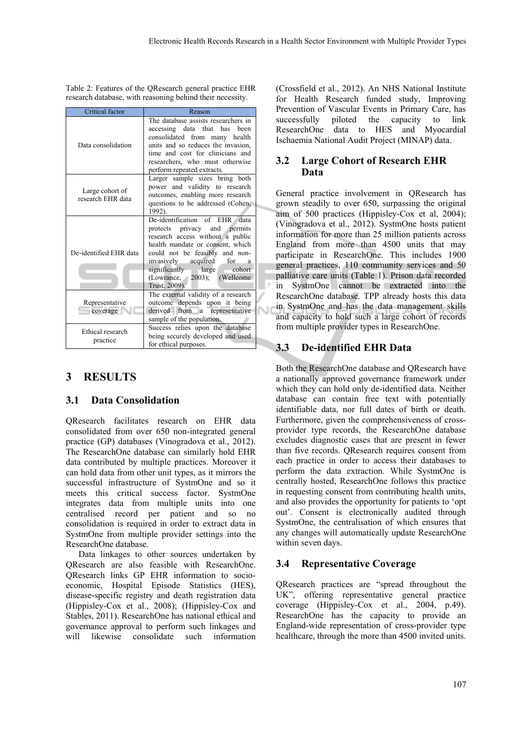Table 2: Features of the QResearch general practice EHR research database, with reasoning behind their necessity.

| Critical factor | Reason |
| --- | --- |
| Data consolidation | The database assists researchers in accessing data that has been consolidated from many health units and so reduces the invasion, time and cost for clinicians and researchers, who must otherwise perform repeated extracts. |
| Large cohort of research EHR data | Larger sample sizes bring both power and validity to research outcomes, enabling more research questions to be addressed (Cohen, 1992). |
| De-identified EHR data | De-identification of EHR data protects privacy and permits research access without a public health mandate or consent, which could not be feasibly and non-invasively acquired for a significantly large cohort (Lowrance, 2003); (Wellcome Trust, 2009). |
| Representative coverage | The external validity of a research outcome depends upon it being derived from a representative sample of the population. |
| Ethical research practice | Success relies upon the database being securely developed and used for ethical purposes. |

# 3 RESULTS

## 3.1 Data Consolidation

QResearch facilitates research on EHR data consolidated from over 650 non-integrated general practice (GP) databases (Vinogradova et al., 2012). The ResearchOne database can similarly hold EHR data contributed by multiple practices. Moreover it can hold data from other unit types, as it mirrors the successful infrastructure of SystmOne and so it meets this critical success factor. SystmOne integrates data from multiple units into one centralised record per patient and so no consolidation is required in order to extract data in SystmOne from multiple provider settings into the ResearchOne database.

Data linkages to other sources undertaken by QResearch are also feasible with ResearchOne. QResearch links GP EHR information to socio-economic, Hospital Episode Statistics (HES), disease-specific registry and death registration data (Hippisley-Cox et al., 2008); (Hippisley-Cox and Stables, 2011). ResearchOne has national ethical and governance approval to perform such linkages and will likewise consolidate such information (Crossfield et al., 2012). An NHS National Institute for Health Research funded study, Improving Prevention of Vascular Events in Primary Care, has successfully piloted the capacity to link ResearchOne data to HES and Myocardial Ischaemia National Audit Project (MINAP) data.

## 3.2 Large Cohort of Research EHR Data

General practice involvement in QResearch has grown steadily to over 650, surpassing the original aim of 500 practices (Hippisley-Cox et al, 2004); (Vinogradova et al., 2012). SystmOne hosts patient information for more than 25 million patients across England from more than 4500 units that may participate in ResearchOne. This includes 1900 general practices, 110 community services and 50 palliative care units (Table 1). Prison data recorded in SystmOne cannot be extracted into the ResearchOne database. TPP already hosts this data in SystmOne and has the data management skills and capacity to hold such a large cohort of records from multiple provider types in ResearchOne.

## 3.3 De-identified EHR Data

Both the ResearchOne database and QResearch have a nationally approved governance framework under which they can hold only de-identified data. Neither database can contain free text with potentially identifiable data, nor full dates of birth or death. Furthermore, given the comprehensiveness of cross-provider type records, the ResearchOne database excludes diagnostic cases that are present in fewer than five records. QResearch requires consent from each practice in order to access their databases to perform the data extraction. While SystmOne is centrally hosted, ResearchOne follows this practice in requesting consent from contributing health units, and also provides the opportunity for patients to 'opt out'. Consent is electronically audited through SystmOne, the centralisation of which ensures that any changes will automatically update ResearchOne within seven days.

## 3.4 Representative Coverage

QResearch practices are "spread throughout the UK", offering representative general practice coverage (Hippisley-Cox et al., 2004, p.49). ResearchOne has the capacity to provide an England-wide representation of cross-provider type healthcare, through the more than 4500 invited units.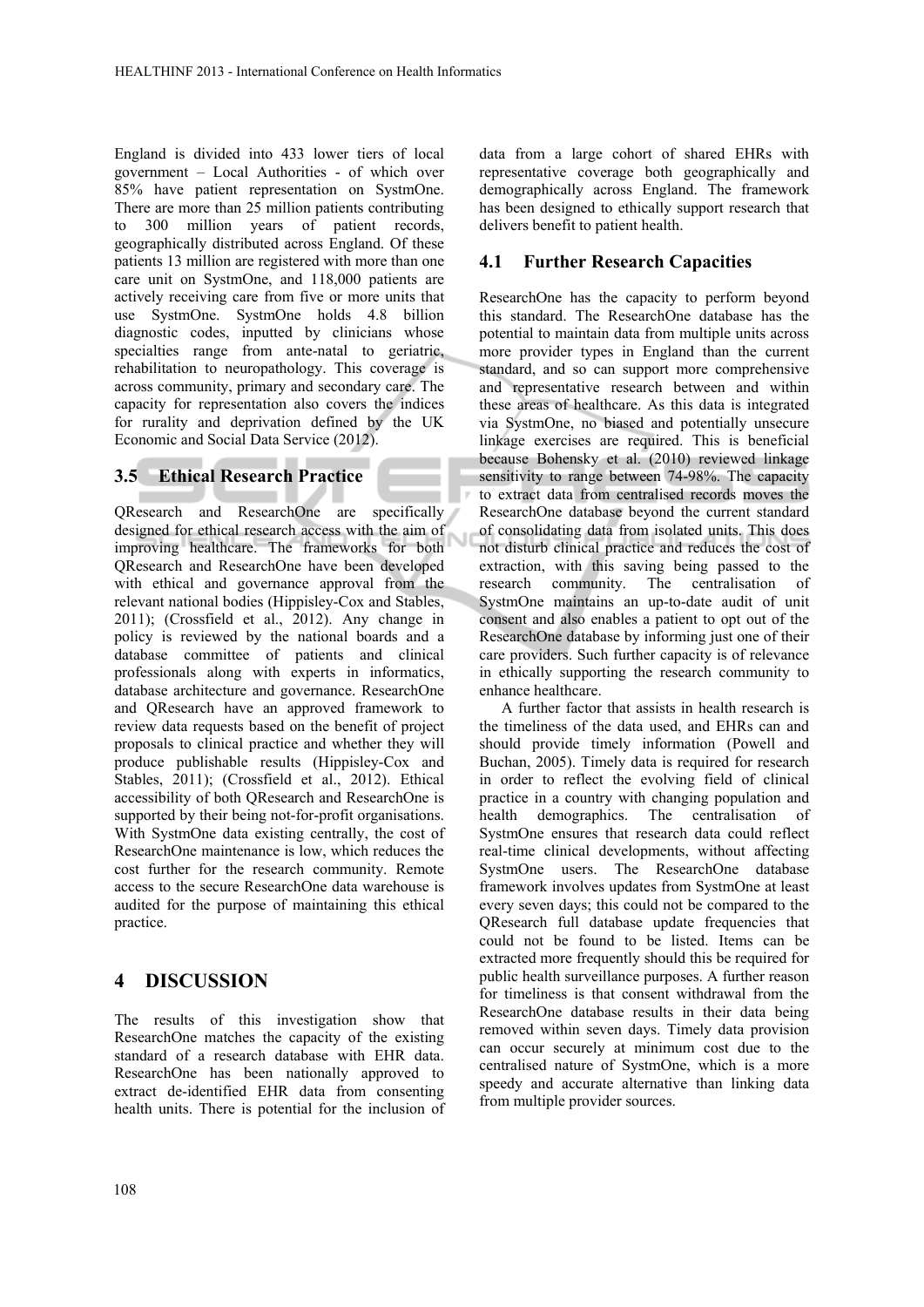England is divided into 433 lower tiers of local government – Local Authorities - of which over 85% have patient representation on SystmOne. There are more than 25 million patients contributing to 300 million years of patient records, geographically distributed across England. Of these patients 13 million are registered with more than one care unit on SystmOne, and 118,000 patients are actively receiving care from five or more units that use SystmOne. SystmOne holds 4.8 billion diagnostic codes, inputted by clinicians whose specialties range from ante-natal to geriatric, rehabilitation to neuropathology. This coverage is across community, primary and secondary care. The capacity for representation also covers the indices for rurality and deprivation defined by the UK Economic and Social Data Service (2012).

### 3.5 Ethical Research Practice

QResearch and ResearchOne are specifically designed for ethical research access with the aim of improving healthcare. The frameworks for both QResearch and ResearchOne have been developed with ethical and governance approval from the relevant national bodies (Hippisley-Cox and Stables, 2011); (Crossfield et al., 2012). Any change in policy is reviewed by the national boards and a database committee of patients and clinical professionals along with experts in informatics, database architecture and governance. ResearchOne and QResearch have an approved framework to review data requests based on the benefit of project proposals to clinical practice and whether they will produce publishable results (Hippisley-Cox and Stables, 2011); (Crossfield et al., 2012). Ethical accessibility of both QResearch and ResearchOne is supported by their being not-for-profit organisations. With SystmOne data existing centrally, the cost of ResearchOne maintenance is low, which reduces the cost further for the research community. Remote access to the secure ResearchOne data warehouse is audited for the purpose of maintaining this ethical practice.

## 4 DISCUSSION

The results of this investigation show that ResearchOne matches the capacity of the existing standard of a research database with EHR data. ResearchOne has been nationally approved to extract de-identified EHR data from consenting health units. There is potential for the inclusion of data from a large cohort of shared EHRs with representative coverage both geographically and demographically across England. The framework has been designed to ethically support research that delivers benefit to patient health.

### 4.1 Further Research Capacities

ResearchOne has the capacity to perform beyond this standard. The ResearchOne database has the potential to maintain data from multiple units across more provider types in England than the current standard, and so can support more comprehensive and representative research between and within these areas of healthcare. As this data is integrated via SystmOne, no biased and potentially unsecure linkage exercises are required. This is beneficial because Bohensky et al. (2010) reviewed linkage sensitivity to range between 74-98%. The capacity to extract data from centralised records moves the ResearchOne database beyond the current standard of consolidating data from isolated units. This does not disturb clinical practice and reduces the cost of extraction, with this saving being passed to the research community. The centralisation of SystmOne maintains an up-to-date audit of unit consent and also enables a patient to opt out of the ResearchOne database by informing just one of their care providers. Such further capacity is of relevance in ethically supporting the research community to enhance healthcare.

A further factor that assists in health research is the timeliness of the data used, and EHRs can and should provide timely information (Powell and Buchan, 2005). Timely data is required for research in order to reflect the evolving field of clinical practice in a country with changing population and health demographics. The centralisation of SystmOne ensures that research data could reflect real-time clinical developments, without affecting SystmOne users. The ResearchOne database framework involves updates from SystmOne at least every seven days; this could not be compared to the QResearch full database update frequencies that could not be found to be listed. Items can be extracted more frequently should this be required for public health surveillance purposes. A further reason for timeliness is that consent withdrawal from the ResearchOne database results in their data being removed within seven days. Timely data provision can occur securely at minimum cost due to the centralised nature of SystmOne, which is a more speedy and accurate alternative than linking data from multiple provider sources.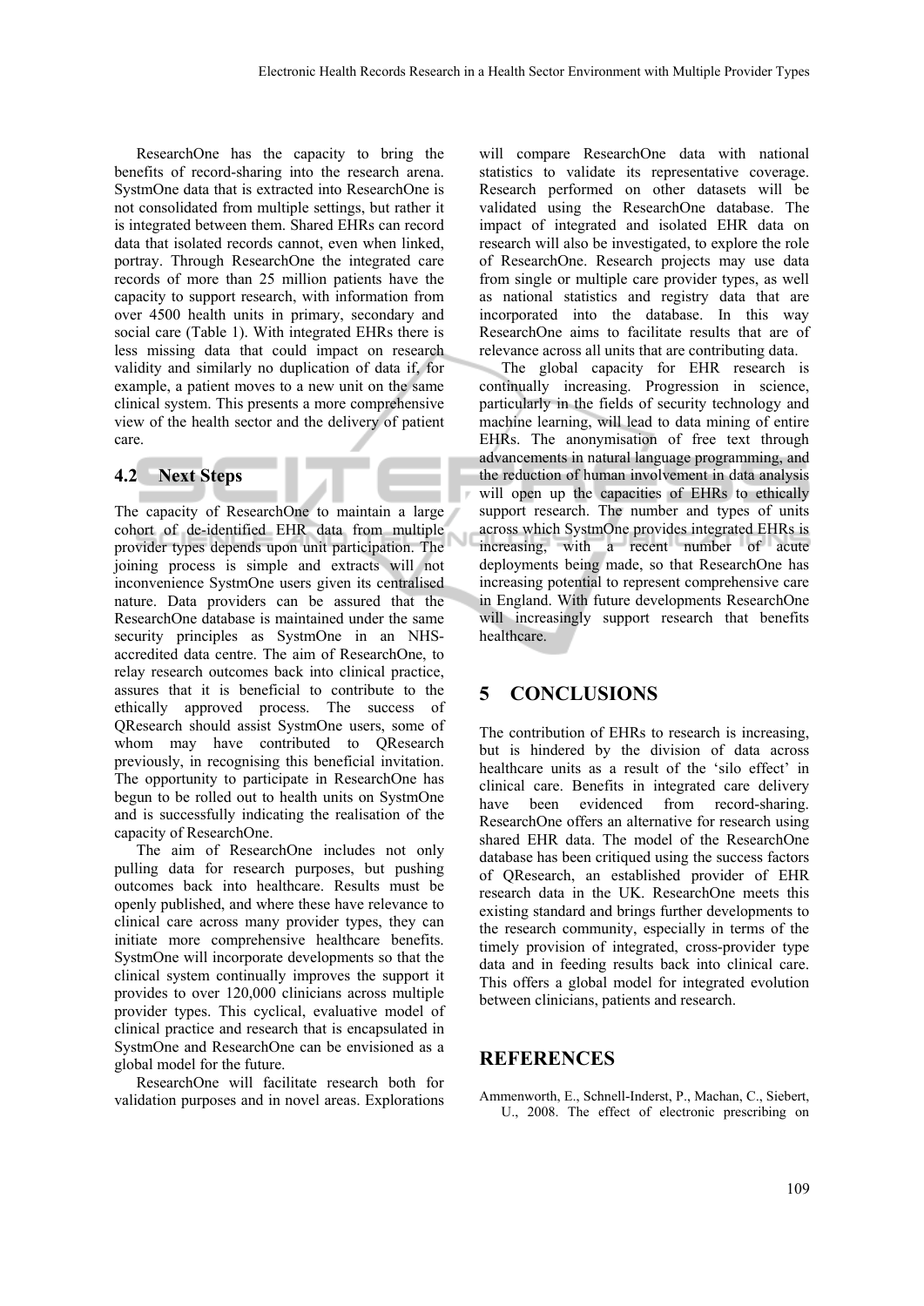ResearchOne has the capacity to bring the benefits of record-sharing into the research arena. SystmOne data that is extracted into ResearchOne is not consolidated from multiple settings, but rather it is integrated between them. Shared EHRs can record data that isolated records cannot, even when linked, portray. Through ResearchOne the integrated care records of more than 25 million patients have the capacity to support research, with information from over 4500 health units in primary, secondary and social care (Table 1). With integrated EHRs there is less missing data that could impact on research validity and similarly no duplication of data if, for example, a patient moves to a new unit on the same clinical system. This presents a more comprehensive view of the health sector and the delivery of patient care.

### 4.2 Next Steps

The capacity of ResearchOne to maintain a large cohort of de-identified EHR data from multiple provider types depends upon unit participation. The joining process is simple and extracts will not inconvenience SystmOne users given its centralised nature. Data providers can be assured that the ResearchOne database is maintained under the same security principles as SystmOne in an NHS-accredited data centre. The aim of ResearchOne, to relay research outcomes back into clinical practice, assures that it is beneficial to contribute to the ethically approved process. The success of QResearch should assist SystmOne users, some of whom may have contributed to QResearch previously, in recognising this beneficial invitation. The opportunity to participate in ResearchOne has begun to be rolled out to health units on SystmOne and is successfully indicating the realisation of the capacity of ResearchOne.

The aim of ResearchOne includes not only pulling data for research purposes, but pushing outcomes back into healthcare. Results must be openly published, and where these have relevance to clinical care across many provider types, they can initiate more comprehensive healthcare benefits. SystmOne will incorporate developments so that the clinical system continually improves the support it provides to over 120,000 clinicians across multiple provider types. This cyclical, evaluative model of clinical practice and research that is encapsulated in SystmOne and ResearchOne can be envisioned as a global model for the future.

ResearchOne will facilitate research both for validation purposes and in novel areas. Explorations will compare ResearchOne data with national statistics to validate its representative coverage. Research performed on other datasets will be validated using the ResearchOne database. The impact of integrated and isolated EHR data on research will also be investigated, to explore the role of ResearchOne. Research projects may use data from single or multiple care provider types, as well as national statistics and registry data that are incorporated into the database. In this way ResearchOne aims to facilitate results that are of relevance across all units that are contributing data.

The global capacity for EHR research is continually increasing. Progression in science, particularly in the fields of security technology and machine learning, will lead to data mining of entire EHRs. The anonymisation of free text through advancements in natural language programming, and the reduction of human involvement in data analysis will open up the capacities of EHRs to ethically support research. The number and types of units across which SystmOne provides integrated EHRs is increasing, with a recent number of acute deployments being made, so that ResearchOne has increasing potential to represent comprehensive care in England. With future developments ResearchOne will increasingly support research that benefits healthcare.

## 5 CONCLUSIONS

The contribution of EHRs to research is increasing, but is hindered by the division of data across healthcare units as a result of the 'silo effect' in clinical care. Benefits in integrated care delivery have been evidenced from record-sharing. ResearchOne offers an alternative for research using shared EHR data. The model of the ResearchOne database has been critiqued using the success factors of QResearch, an established provider of EHR research data in the UK. ResearchOne meets this existing standard and brings further developments to the research community, especially in terms of the timely provision of integrated, cross-provider type data and in feeding results back into clinical care. This offers a global model for integrated evolution between clinicians, patients and research.

## REFERENCES

Ammenworth, E., Schnell-Inderst, P., Machan, C., Siebert, U., 2008. The effect of electronic prescribing on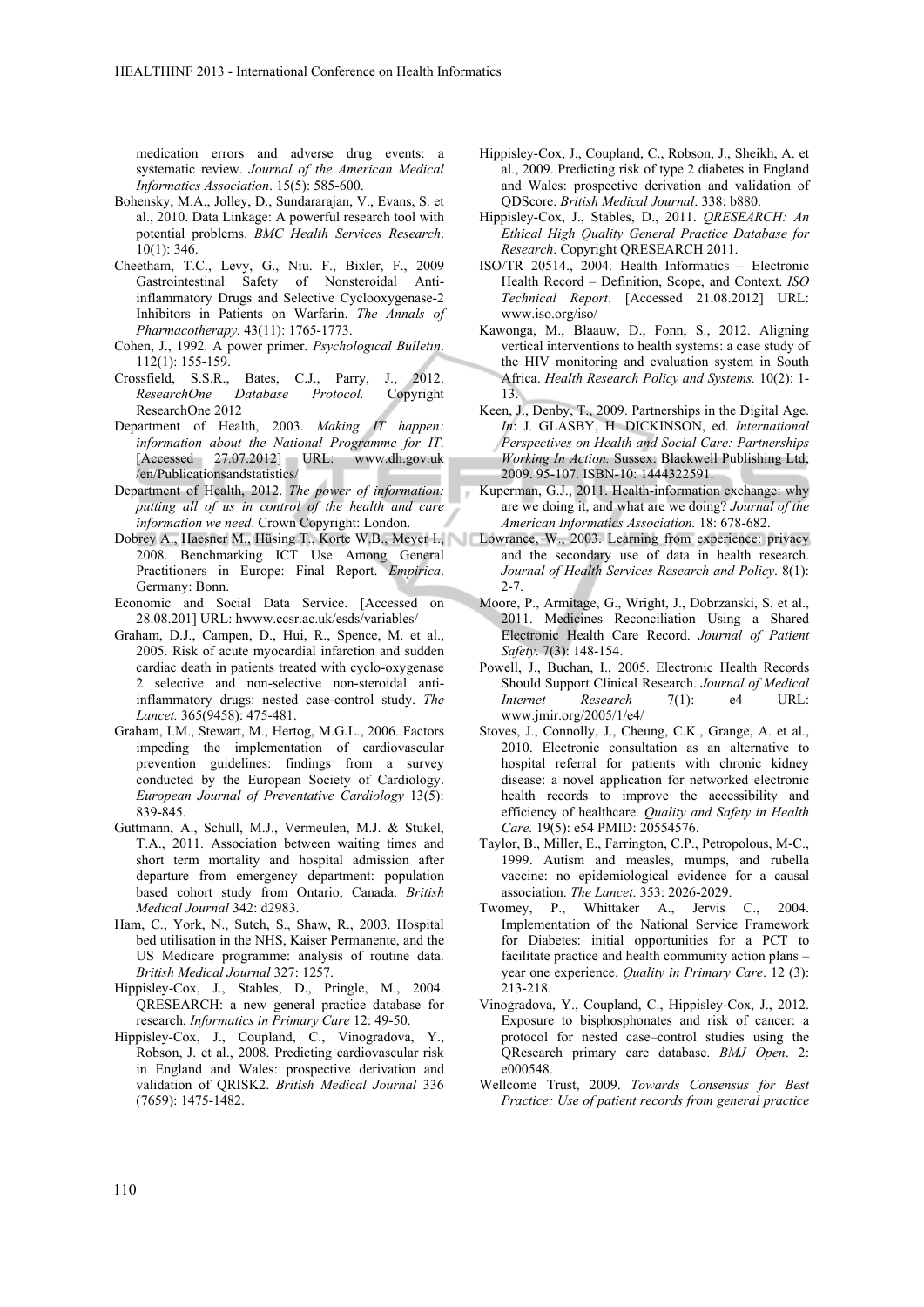medication errors and adverse drug events: a systematic review. *Journal of the American Medical Informatics Association*. 15(5): 585-600.

Bohensky, M.A., Jolley, D., Sundararajan, V., Evans, S. et al., 2010. Data Linkage: A powerful research tool with potential problems. *BMC Health Services Research*. 10(1): 346.

Cheetham, T.C., Levy, G., Niu. F., Bixler, F., 2009 Gastrointestinal Safety of Nonsteroidal Anti-inflammatory Drugs and Selective Cyclooxygenase-2 Inhibitors in Patients on Warfarin. *The Annals of Pharmacotherapy.* 43(11): 1765-1773.

Cohen, J., 1992. A power primer. *Psychological Bulletin*. 112(1): 155-159.

Crossfield, S.S.R., Bates, C.J., Parry, J., 2012. *ResearchOne Database Protocol.* Copyright ResearchOne 2012

Department of Health, 2003. *Making IT happen: information about the National Programme for IT*. [Accessed 27.07.2012] URL: www.dh.gov.uk /en/Publicationsandstatistics/

Department of Health, 2012. *The power of information: putting all of us in control of the health and care information we need*. Crown Copyright: London.

Dobrey A., Haesner M., Hüsing T., Korte W.B., Meyer I., 2008. Benchmarking ICT Use Among General Practitioners in Europe: Final Report. *Empirica*. Germany: Bonn.

Economic and Social Data Service. [Accessed on 28.08.201] URL: hwww.ccsr.ac.uk/esds/variables/

Graham, D.J., Campen, D., Hui, R., Spence, M. et al., 2005. Risk of acute myocardial infarction and sudden cardiac death in patients treated with cyclo-oxygenase 2 selective and non-selective non-steroidal anti-inflammatory drugs: nested case-control study. *The Lancet.* 365(9458): 475-481.

Graham, I.M., Stewart, M., Hertog, M.G.L., 2006. Factors impeding the implementation of cardiovascular prevention guidelines: findings from a survey conducted by the European Society of Cardiology. *European Journal of Preventative Cardiology* 13(5): 839-845.

Guttmann, A., Schull, M.J., Vermeulen, M.J. & Stukel, T.A., 2011. Association between waiting times and short term mortality and hospital admission after departure from emergency department: population based cohort study from Ontario, Canada. *British Medical Journal* 342: d2983.

Ham, C., York, N., Sutch, S., Shaw, R., 2003. Hospital bed utilisation in the NHS, Kaiser Permanente, and the US Medicare programme: analysis of routine data. *British Medical Journal* 327: 1257.

Hippisley-Cox, J., Stables, D., Pringle, M., 2004. QRESEARCH: a new general practice database for research. *Informatics in Primary Care* 12: 49-50.

Hippisley-Cox, J., Coupland, C., Vinogradova, Y., Robson, J. et al., 2008. Predicting cardiovascular risk in England and Wales: prospective derivation and validation of QRISK2. *British Medical Journal* 336 (7659): 1475-1482.

Hippisley-Cox, J., Coupland, C., Robson, J., Sheikh, A. et al., 2009. Predicting risk of type 2 diabetes in England and Wales: prospective derivation and validation of QDScore. *British Medical Journal*. 338: b880.

Hippisley-Cox, J., Stables, D., 2011. *QRESEARCH: An Ethical High Quality General Practice Database for Research*. Copyright QRESEARCH 2011.

ISO/TR 20514., 2004. Health Informatics – Electronic Health Record – Definition, Scope, and Context. *ISO Technical Report*. [Accessed 21.08.2012] URL: www.iso.org/iso/

Kawonga, M., Blaauw, D., Fonn, S., 2012. Aligning vertical interventions to health systems: a case study of the HIV monitoring and evaluation system in South Africa. *Health Research Policy and Systems.* 10(2): 1-13.

Keen, J., Denby, T., 2009. Partnerships in the Digital Age. *In*: J. GLASBY, H. DICKINSON, ed. *International Perspectives on Health and Social Care: Partnerships Working In Action.* Sussex: Blackwell Publishing Ltd; 2009. 95-107. ISBN-10: 1444322591.

Kuperman, G.J., 2011. Health-information exchange: why are we doing it, and what are we doing? *Journal of the American Informatics Association.* 18: 678-682.

Lowrance, W., 2003. Learning from experience: privacy and the secondary use of data in health research. *Journal of Health Services Research and Policy*. 8(1): 2-7.

Moore, P., Armitage, G., Wright, J., Dobrzanski, S. et al., 2011. Medicines Reconciliation Using a Shared Electronic Health Care Record. *Journal of Patient Safety*. 7(3): 148-154.

Powell, J., Buchan, I., 2005. Electronic Health Records Should Support Clinical Research. *Journal of Medical Internet Research* 7(1): e4 URL: www.jmir.org/2005/1/e4/

Stoves, J., Connolly, J., Cheung, C.K., Grange, A. et al., 2010. Electronic consultation as an alternative to hospital referral for patients with chronic kidney disease: a novel application for networked electronic health records to improve the accessibility and efficiency of healthcare. *Quality and Safety in Health Care.* 19(5): e54 PMID: 20554576.

Taylor, B., Miller, E., Farrington, C.P., Petropolous, M-C., 1999. Autism and measles, mumps, and rubella vaccine: no epidemiological evidence for a causal association. *The Lancet*. 353: 2026-2029.

Twomey, P., Whittaker A., Jervis C., 2004. Implementation of the National Service Framework for Diabetes: initial opportunities for a PCT to facilitate practice and health community action plans – year one experience. *Quality in Primary Care*. 12 (3): 213-218.

Vinogradova, Y., Coupland, C., Hippisley-Cox, J., 2012. Exposure to bisphosphonates and risk of cancer: a protocol for nested case–control studies using the QResearch primary care database. *BMJ Open*. 2: e000548.

Wellcome Trust, 2009. *Towards Consensus for Best Practice: Use of patient records from general practice*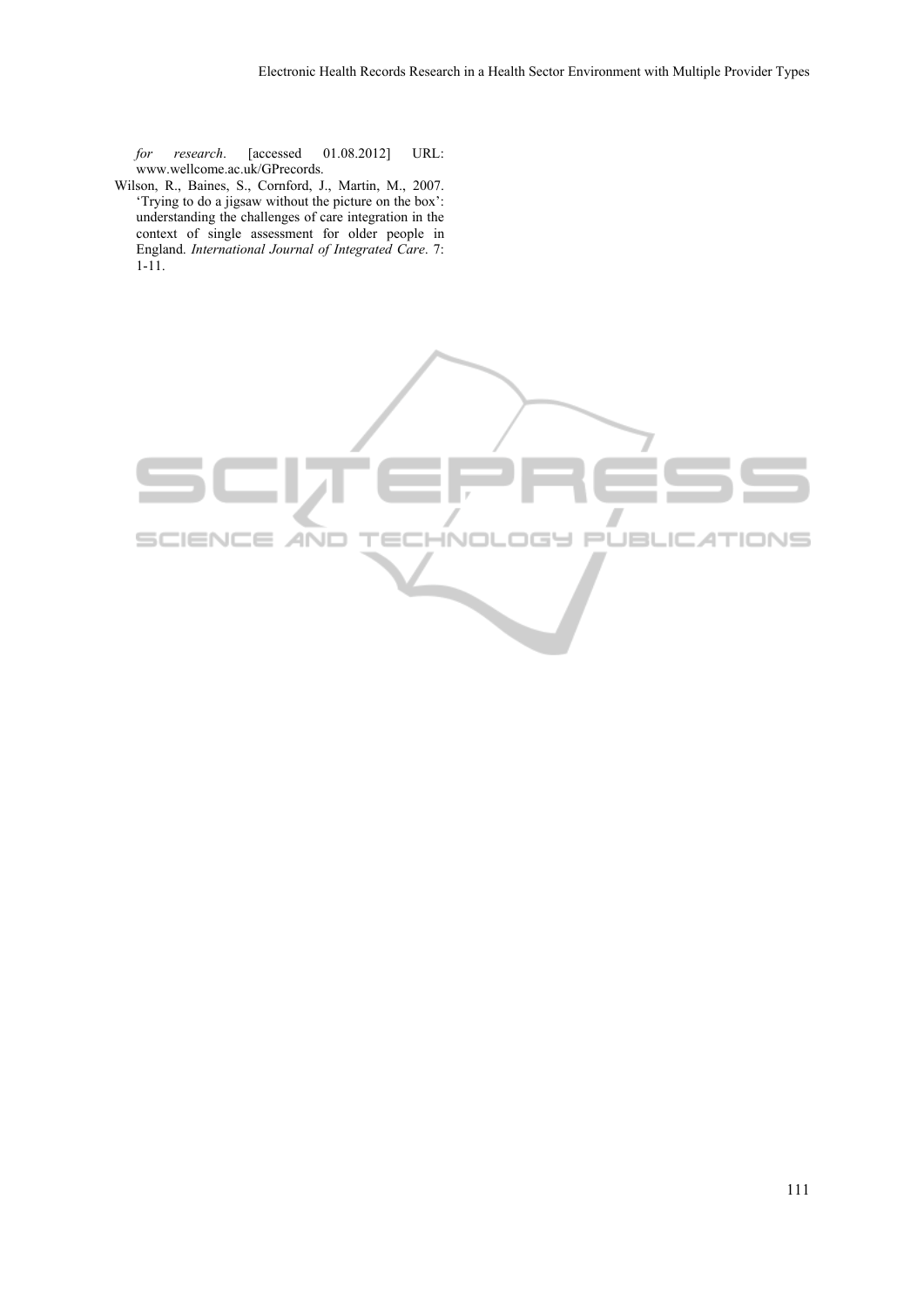*for research*. [accessed 01.08.2012] URL: www.wellcome.ac.uk/GPrecords.

Wilson, R., Baines, S., Cornford, J., Martin, M., 2007. 'Trying to do a jigsaw without the picture on the box': understanding the challenges of care integration in the context of single assessment for older people in England. *International Journal of Integrated Care*. 7: 1-11.